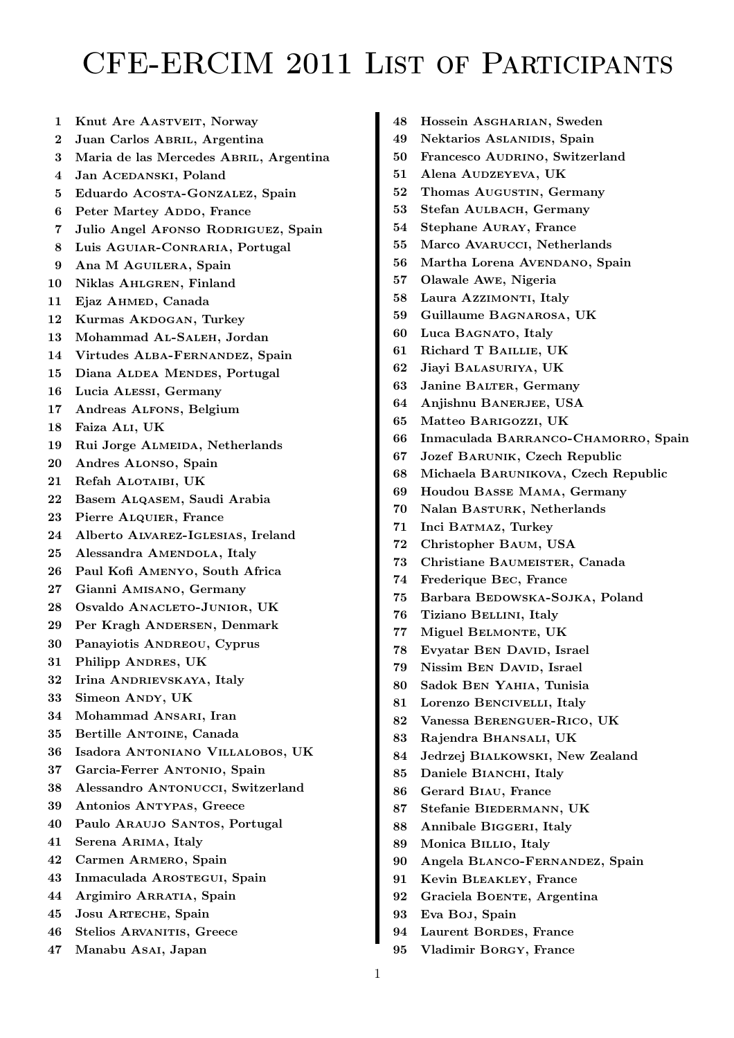# CFE-ERCIM 2011 List of Participants

1. **Knut Are Aastveit, Norway**
2. **Juan Carlos Abril, Argentina**
3. **Maria de las Mercedes Abril, Argentina**
4. **Jan Acedanski, Poland**
5. **Eduardo Acosta-Gonzalez, Spain**
6. **Peter Martey Addo, France**
7. **Julio Angel Afonso Rodriguez, Spain**
8. **Luis Aguiar-Conraria, Portugal**
9. **Ana M Aguilera, Spain**
10. **Niklas Ahlgren, Finland**
11. **Ejaz Ahmed, Canada**
12. **Kurmas Akdogan, Turkey**
13. **Mohammad Al-Saleh, Jordan**
14. **Virtudes Alba-Fernandez, Spain**
15. **Diana Aldea Mendes, Portugal**
16. **Lucia Alessi, Germany**
17. **Andreas Alfons, Belgium**
18. **Faiza Ali, UK**
19. **Rui Jorge Almeida, Netherlands**
20. **Andres Alonso, Spain**
21. **Refah Alotaibi, UK**
22. **Basem Alqasem, Saudi Arabia**
23. **Pierre Alquier, France**
24. **Alberto Alvarez-Iglesias, Ireland**
25. **Alessandra Amendola, Italy**
26. **Paul Kofi Amenyo, South Africa**
27. **Gianni Amisano, Germany**
28. **Osvaldo Anacleto-Junior, UK**
29. **Per Kragh Andersen, Denmark**
30. **Panayiotis Andreou, Cyprus**
31. **Philipp Andres, UK**
32. **Irina Andrievskaya, Italy**
33. **Simeon Andy, UK**
34. **Mohammad Ansari, Iran**
35. **Bertille Antoine, Canada**
36. **Isadora Antoniano Villalobos, UK**
37. **Garcia-Ferrer Antonio, Spain**
38. **Alessandro Antonucci, Switzerland**
39. **Antonios Antypas, Greece**
40. **Paulo Araujo Santos, Portugal**
41. **Serena Arima, Italy**
42. **Carmen Armero, Spain**
43. **Inmaculada Arostegui, Spain**
44. **Argimiro Arratia, Spain**
45. **Josu Arteche, Spain**
46. **Stelios Arvanitis, Greece**
47. **Manabu Asai, Japan**
48. **Hossein Asgharian, Sweden**
49. **Nektarios Aslanidis, Spain**
50. **Francesco Audrino, Switzerland**
51. **Alena Audzeyeva, UK**
52. **Thomas Augustin, Germany**
53. **Stefan Aulbach, Germany**
54. **Stephane Auray, France**
55. **Marco Avarucci, Netherlands**
56. **Martha Lorena Avendano, Spain**
57. **Olawale Awe, Nigeria**
58. **Laura Azzimonti, Italy**
59. **Guillaume Bagnarosa, UK**
60. **Luca Bagnato, Italy**
61. **Richard T Baillie, UK**
62. **Jiayi Balasuriya, UK**
63. **Janine Balter, Germany**
64. **Anjishnu Banerjee, USA**
65. **Matteo Barigozzi, UK**
66. **Inmaculada Barranco-Chamorro, Spain**
67. **Jozef Barunik, Czech Republic**
68. **Michaela Barunikova, Czech Republic**
69. **Houdou Basse Mama, Germany**
70. **Nalan Basturk, Netherlands**
71. **Inci Batmaz, Turkey**
72. **Christopher Baum, USA**
73. **Christiane Baumeister, Canada**
74. **Frederique Bec, France**
75. **Barbara Bedowska-Sojka, Poland**
76. **Tiziano Bellini, Italy**
77. **Miguel Belmonte, UK**
78. **Evyatar Ben David, Israel**
79. **Nissim Ben David, Israel**
80. **Sadok Ben Yahia, Tunisia**
81. **Lorenzo Bencivelli, Italy**
82. **Vanessa Berenguer-Rico, UK**
83. **Rajendra Bhansali, UK**
84. **Jedrzej Bialkowski, New Zealand**
85. **Daniele Bianchi, Italy**
86. **Gerard Biau, France**
87. **Stefanie Biedermann, UK**
88. **Annibale Biggeri, Italy**
89. **Monica Billio, Italy**
90. **Angela Blanco-Fernandez, Spain**
91. **Kevin Bleakley, France**
92. **Graciela Boente, Argentina**
93. **Eva Boj, Spain**
94. **Laurent Bordes, France**
95. **Vladimir Borgy, France**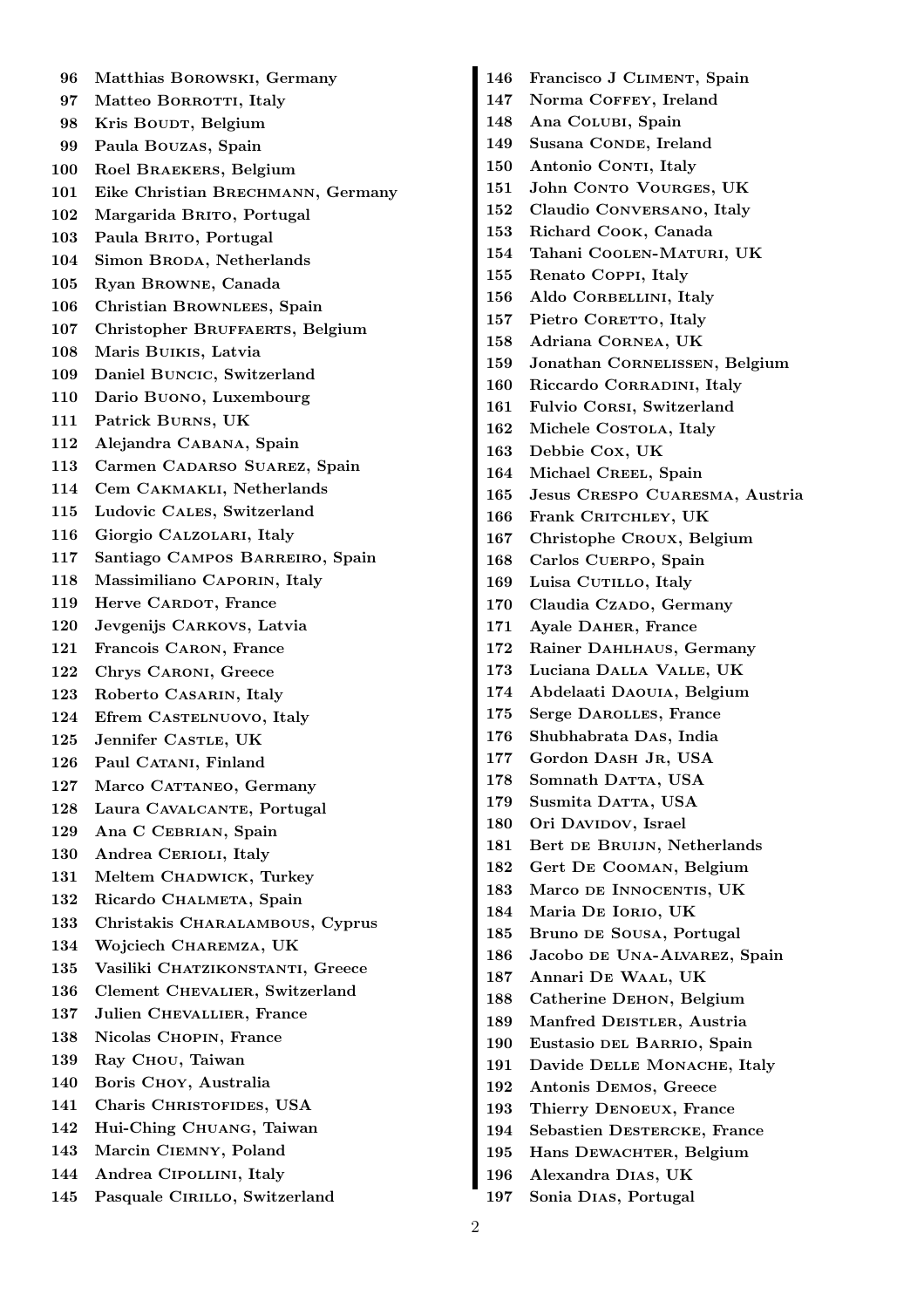96 Matthias Borowski, Germany
97 Matteo Borrotti, Italy
98 Kris Boudt, Belgium
99 Paula Bouzas, Spain
100 Roel Braekers, Belgium
101 Eike Christian Brechmann, Germany
102 Margarida Brito, Portugal
103 Paula Brito, Portugal
104 Simon Broda, Netherlands
105 Ryan Browne, Canada
106 Christian Brownlees, Spain
107 Christopher Bruffaerts, Belgium
108 Maris Buikis, Latvia
109 Daniel Buncic, Switzerland
110 Dario Buono, Luxembourg
111 Patrick Burns, UK
112 Alejandra Cabana, Spain
113 Carmen Cadarso Suarez, Spain
114 Cem Cakmakli, Netherlands
115 Ludovic Cales, Switzerland
116 Giorgio Calzolari, Italy
117 Santiago Campos Barreiro, Spain
118 Massimiliano Caporin, Italy
119 Herve Cardot, France
120 Jevgenijs Carkovs, Latvia
121 Francois Caron, France
122 Chrys Caroni, Greece
123 Roberto Casarin, Italy
124 Efrem Castelnuovo, Italy
125 Jennifer Castle, UK
126 Paul Catani, Finland
127 Marco Cattaneo, Germany
128 Laura Cavalcante, Portugal
129 Ana C Cebrian, Spain
130 Andrea Cerioli, Italy
131 Meltem Chadwick, Turkey
132 Ricardo Chalmeta, Spain
133 Christakis Charalambous, Cyprus
134 Wojciech Charemza, UK
135 Vasiliki Chatzikonstanti, Greece
136 Clement Chevalier, Switzerland
137 Julien Chevallier, France
138 Nicolas Chopin, France
139 Ray Chou, Taiwan
140 Boris Choy, Australia
141 Charis Christofides, USA
142 Hui-Ching Chuang, Taiwan
143 Marcin Ciemny, Poland
144 Andrea Cipollini, Italy
145 Pasquale Cirillo, Switzerland
146 Francisco J Climent, Spain
147 Norma Coffey, Ireland
148 Ana Colubi, Spain
149 Susana Conde, Ireland
150 Antonio Conti, Italy
151 John Conto Vourges, UK
152 Claudio Conversano, Italy
153 Richard Cook, Canada
154 Tahani Coolen-Maturi, UK
155 Renato Coppi, Italy
156 Aldo Corbellini, Italy
157 Pietro Coretto, Italy
158 Adriana Cornea, UK
159 Jonathan Cornelissen, Belgium
160 Riccardo Corradini, Italy
161 Fulvio Corsi, Switzerland
162 Michele Costola, Italy
163 Debbie Cox, UK
164 Michael Creel, Spain
165 Jesus Crespo Cuaresma, Austria
166 Frank Critchley, UK
167 Christophe Croux, Belgium
168 Carlos Cuerpo, Spain
169 Luisa Cutillo, Italy
170 Claudia Czado, Germany
171 Ayale Daher, France
172 Rainer Dahlhaus, Germany
173 Luciana Dalla Valle, UK
174 Abdelaati Daouia, Belgium
175 Serge Darolles, France
176 Shubhabrata Das, India
177 Gordon Dash Jr, USA
178 Somnath Datta, USA
179 Susmita Datta, USA
180 Ori Davidov, Israel
181 Bert de Bruijn, Netherlands
182 Gert De Cooman, Belgium
183 Marco de Innocentis, UK
184 Maria De Iorio, UK
185 Bruno de Sousa, Portugal
186 Jacobo de Una-Alvarez, Spain
187 Annari De Waal, UK
188 Catherine Dehon, Belgium
189 Manfred Deistler, Austria
190 Eustasio del Barrio, Spain
191 Davide Delle Monache, Italy
192 Antonis Demos, Greece
193 Thierry Denoeux, France
194 Sebastien Destercke, France
195 Hans Dewachter, Belgium
196 Alexandra Dias, UK
197 Sonia Dias, Portugal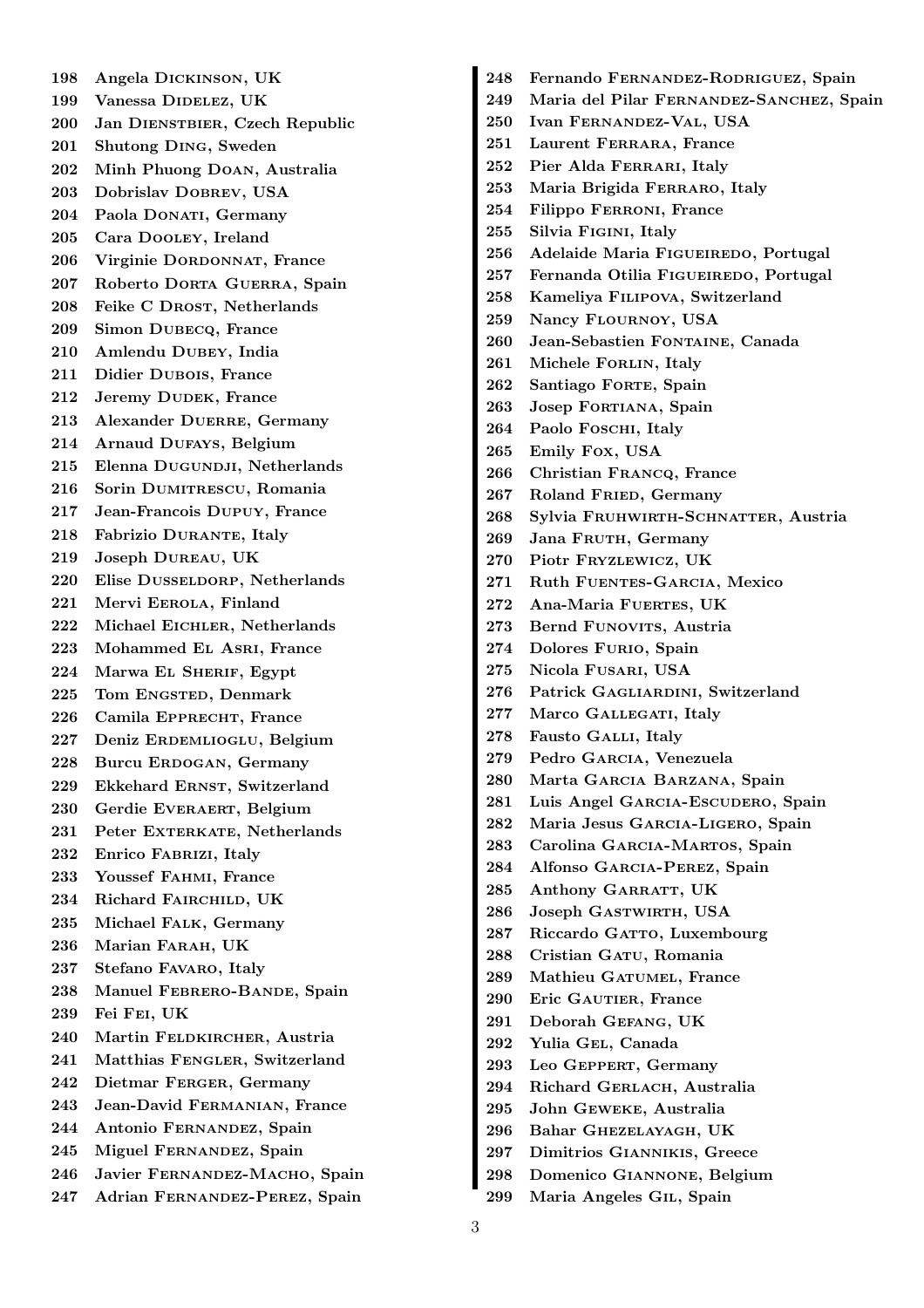198 Angela Dickinson, UK
199 Vanessa Didelez, UK
200 Jan Dienstbier, Czech Republic
201 Shutong Ding, Sweden
202 Minh Phuong Doan, Australia
203 Dobrislav Dobrev, USA
204 Paola Donati, Germany
205 Cara Dooley, Ireland
206 Virginie Dordonnat, France
207 Roberto Dorta Guerra, Spain
208 Feike C Drost, Netherlands
209 Simon Dubecq, France
210 Amlendu Dubey, India
211 Didier Dubois, France
212 Jeremy Dudek, France
213 Alexander Duerre, Germany
214 Arnaud Dufays, Belgium
215 Elenna Dugundji, Netherlands
216 Sorin Dumitrescu, Romania
217 Jean-Francois Dupuy, France
218 Fabrizio Durante, Italy
219 Joseph Dureau, UK
220 Elise Dusseldorp, Netherlands
221 Mervi Eerola, Finland
222 Michael Eichler, Netherlands
223 Mohammed El Asri, France
224 Marwa El Sherif, Egypt
225 Tom Engsted, Denmark
226 Camila Epprecht, France
227 Deniz Erdemlioglu, Belgium
228 Burcu Erdogan, Germany
229 Ekkehard Ernst, Switzerland
230 Gerdie Everaert, Belgium
231 Peter Exterkate, Netherlands
232 Enrico Fabrizi, Italy
233 Youssef Fahmi, France
234 Richard Fairchild, UK
235 Michael Falk, Germany
236 Marian Farah, UK
237 Stefano Favaro, Italy
238 Manuel Febrero-Bande, Spain
239 Fei Fei, UK
240 Martin Feldkircher, Austria
241 Matthias Fengler, Switzerland
242 Dietmar Ferger, Germany
243 Jean-David Fermanian, France
244 Antonio Fernandez, Spain
245 Miguel Fernandez, Spain
246 Javier Fernandez-Macho, Spain
247 Adrian Fernandez-Perez, Spain
248 Fernando Fernandez-Rodriguez, Spain
249 Maria del Pilar Fernandez-Sanchez, Spain
250 Ivan Fernandez-Val, USA
251 Laurent Ferrara, France
252 Pier Alda Ferrari, Italy
253 Maria Brigida Ferraro, Italy
254 Filippo Ferroni, France
255 Silvia Figini, Italy
256 Adelaide Maria Figueiredo, Portugal
257 Fernanda Otilia Figueiredo, Portugal
258 Kameliya Filipova, Switzerland
259 Nancy Flournoy, USA
260 Jean-Sebastien Fontaine, Canada
261 Michele Forlin, Italy
262 Santiago Forte, Spain
263 Josep Fortiana, Spain
264 Paolo Foschi, Italy
265 Emily Fox, USA
266 Christian Francq, France
267 Roland Fried, Germany
268 Sylvia Fruhwirth-Schnatter, Austria
269 Jana Fruth, Germany
270 Piotr Fryzlewicz, UK
271 Ruth Fuentes-Garcia, Mexico
272 Ana-Maria Fuertes, UK
273 Bernd Funovits, Austria
274 Dolores Furio, Spain
275 Nicola Fusari, USA
276 Patrick Gagliardini, Switzerland
277 Marco Gallegati, Italy
278 Fausto Galli, Italy
279 Pedro Garcia, Venezuela
280 Marta Garcia Barzana, Spain
281 Luis Angel Garcia-Escudero, Spain
282 Maria Jesus Garcia-Ligero, Spain
283 Carolina Garcia-Martos, Spain
284 Alfonso Garcia-Perez, Spain
285 Anthony Garratt, UK
286 Joseph Gastwirth, USA
287 Riccardo Gatto, Luxembourg
288 Cristian Gatu, Romania
289 Mathieu Gatumel, France
290 Eric Gautier, France
291 Deborah Gefang, UK
292 Yulia Gel, Canada
293 Leo Geppert, Germany
294 Richard Gerlach, Australia
295 John Geweke, Australia
296 Bahar Ghezelayagh, UK
297 Dimitrios Giannikis, Greece
298 Domenico Giannone, Belgium
299 Maria Angeles Gil, Spain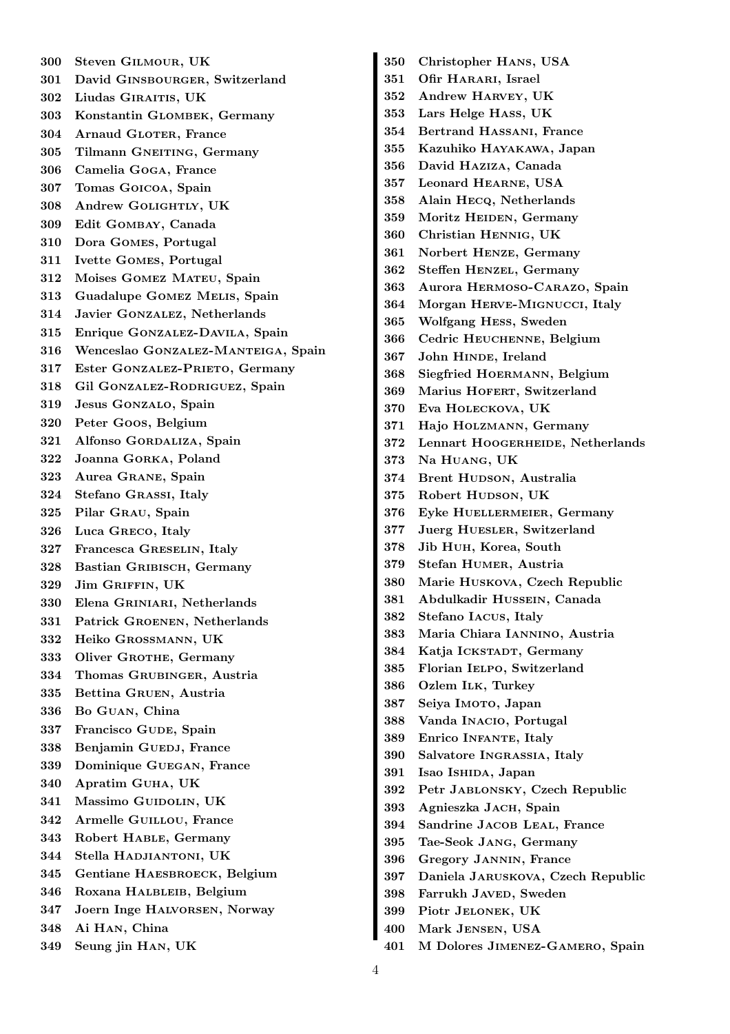300 Steven Gilmour, UK
301 David Ginsbourger, Switzerland
302 Liudas Giraitis, UK
303 Konstantin Glombek, Germany
304 Arnaud Gloter, France
305 Tilmann Gneiting, Germany
306 Camelia Goga, France
307 Tomas Goicoa, Spain
308 Andrew Golightly, UK
309 Edit Gombay, Canada
310 Dora Gomes, Portugal
311 Ivette Gomes, Portugal
312 Moises Gomez Mateu, Spain
313 Guadalupe Gomez Melis, Spain
314 Javier Gonzalez, Netherlands
315 Enrique Gonzalez-Davila, Spain
316 Wenceslao Gonzalez-Manteiga, Spain
317 Ester Gonzalez-Prieto, Germany
318 Gil Gonzalez-Rodriguez, Spain
319 Jesus Gonzalo, Spain
320 Peter Goos, Belgium
321 Alfonso Gordaliza, Spain
322 Joanna Gorka, Poland
323 Aurea Grane, Spain
324 Stefano Grassi, Italy
325 Pilar Grau, Spain
326 Luca Greco, Italy
327 Francesca Greselin, Italy
328 Bastian Gribisch, Germany
329 Jim Griffin, UK
330 Elena Griniari, Netherlands
331 Patrick Groenen, Netherlands
332 Heiko Grossmann, UK
333 Oliver Grothe, Germany
334 Thomas Grubinger, Austria
335 Bettina Gruen, Austria
336 Bo Guan, China
337 Francisco Gude, Spain
338 Benjamin Guedj, France
339 Dominique Guegan, France
340 Apratim Guha, UK
341 Massimo Guidolin, UK
342 Armelle Guillou, France
343 Robert Hable, Germany
344 Stella Hadjiantoni, UK
345 Gentiane Haesbroeck, Belgium
346 Roxana Halbleib, Belgium
347 Joern Inge Halvorsen, Norway
348 Ai Han, China
349 Seung jin Han, UK
350 Christopher Hans, USA
351 Ofir Harari, Israel
352 Andrew Harvey, UK
353 Lars Helge Hass, UK
354 Bertrand Hassani, France
355 Kazuhiko Hayakawa, Japan
356 David Haziza, Canada
357 Leonard Hearne, USA
358 Alain Hecq, Netherlands
359 Moritz Heiden, Germany
360 Christian Hennig, UK
361 Norbert Henze, Germany
362 Steffen Henzel, Germany
363 Aurora Hermoso-Carazo, Spain
364 Morgan Herve-Mignucci, Italy
365 Wolfgang Hess, Sweden
366 Cedric Heuchenne, Belgium
367 John Hinde, Ireland
368 Siegfried Hoermann, Belgium
369 Marius Hofert, Switzerland
370 Eva Holeckova, UK
371 Hajo Holzmann, Germany
372 Lennart Hoogerheide, Netherlands
373 Na Huang, UK
374 Brent Hudson, Australia
375 Robert Hudson, UK
376 Eyke Huellermeier, Germany
377 Juerg Huesler, Switzerland
378 Jib Huh, Korea, South
379 Stefan Humer, Austria
380 Marie Huskova, Czech Republic
381 Abdulkadir Hussein, Canada
382 Stefano Iacus, Italy
383 Maria Chiara Iannino, Austria
384 Katja Ickstadt, Germany
385 Florian Ielpo, Switzerland
386 Ozlem Ilk, Turkey
387 Seiya Imoto, Japan
388 Vanda Inacio, Portugal
389 Enrico Infante, Italy
390 Salvatore Ingrassia, Italy
391 Isao Ishida, Japan
392 Petr Jablonsky, Czech Republic
393 Agnieszka Jach, Spain
394 Sandrine Jacob Leal, France
395 Tae-Seok Jang, Germany
396 Gregory Jannin, France
397 Daniela Jaruskova, Czech Republic
398 Farrukh Javed, Sweden
399 Piotr Jelonek, UK
400 Mark Jensen, USA
401 M Dolores Jimenez-Gamero, Spain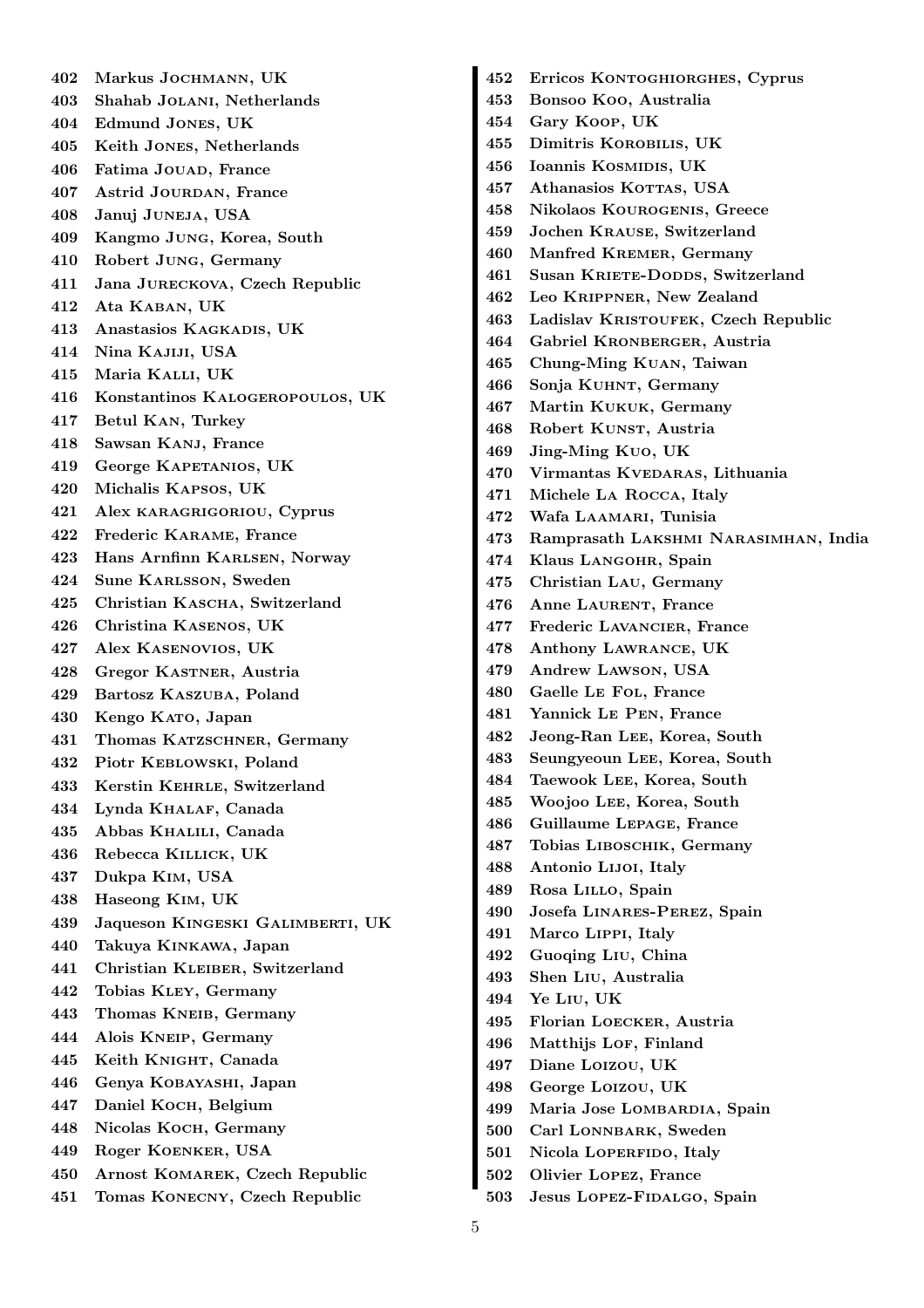402 Markus Jochmann, UK
403 Shahab Jolani, Netherlands
404 Edmund Jones, UK
405 Keith Jones, Netherlands
406 Fatima Jouad, France
407 Astrid Jourdan, France
408 Januj Juneja, USA
409 Kangmo Jung, Korea, South
410 Robert Jung, Germany
411 Jana Jureckova, Czech Republic
412 Ata Kaban, UK
413 Anastasios Kagkadis, UK
414 Nina Kajiji, USA
415 Maria Kalli, UK
416 Konstantinos Kalogeropoulos, UK
417 Betul Kan, Turkey
418 Sawsan Kanj, France
419 George Kapetanios, UK
420 Michalis Kapsos, UK
421 Alex karagrigoriou, Cyprus
422 Frederic Karame, France
423 Hans Arnfinn Karlsen, Norway
424 Sune Karlsson, Sweden
425 Christian Kascha, Switzerland
426 Christina Kasenos, UK
427 Alex Kasenovios, UK
428 Gregor Kastner, Austria
429 Bartosz Kaszuba, Poland
430 Kengo Kato, Japan
431 Thomas Katzschner, Germany
432 Piotr Keblowski, Poland
433 Kerstin Kehrle, Switzerland
434 Lynda Khalaf, Canada
435 Abbas Khalili, Canada
436 Rebecca Killick, UK
437 Dukpa Kim, USA
438 Haseong Kim, UK
439 Jaqueson Kingeski Galimberti, UK
440 Takuya Kinkawa, Japan
441 Christian Kleiber, Switzerland
442 Tobias Kley, Germany
443 Thomas Kneib, Germany
444 Alois Kneip, Germany
445 Keith Knight, Canada
446 Genya Kobayashi, Japan
447 Daniel Koch, Belgium
448 Nicolas Koch, Germany
449 Roger Koenker, USA
450 Arnost Komarek, Czech Republic
451 Tomas Konecny, Czech Republic
452 Erricos Kontoghiorghes, Cyprus
453 Bonsoo Koo, Australia
454 Gary Koop, UK
455 Dimitris Korobilis, UK
456 Ioannis Kosmidis, UK
457 Athanasios Kottas, USA
458 Nikolaos Kourogenis, Greece
459 Jochen Krause, Switzerland
460 Manfred Kremer, Germany
461 Susan Kriete-Dodds, Switzerland
462 Leo Krippner, New Zealand
463 Ladislav Kristoufek, Czech Republic
464 Gabriel Kronberger, Austria
465 Chung-Ming Kuan, Taiwan
466 Sonja Kuhnt, Germany
467 Martin Kukuk, Germany
468 Robert Kunst, Austria
469 Jing-Ming Kuo, UK
470 Virmantas Kvedaras, Lithuania
471 Michele La Rocca, Italy
472 Wafa Laamari, Tunisia
473 Ramprasath Lakshmi Narasimhan, India
474 Klaus Langohr, Spain
475 Christian Lau, Germany
476 Anne Laurent, France
477 Frederic Lavancier, France
478 Anthony Lawrance, UK
479 Andrew Lawson, USA
480 Gaelle Le Fol, France
481 Yannick Le Pen, France
482 Jeong-Ran Lee, Korea, South
483 Seungyeoun Lee, Korea, South
484 Taewook Lee, Korea, South
485 Woojoo Lee, Korea, South
486 Guillaume Lepage, France
487 Tobias Liboschik, Germany
488 Antonio Lijoi, Italy
489 Rosa Lillo, Spain
490 Josefa Linares-Perez, Spain
491 Marco Lippi, Italy
492 Guoqing Liu, China
493 Shen Liu, Australia
494 Ye Liu, UK
495 Florian Loecker, Austria
496 Matthijs Lof, Finland
497 Diane Loizou, UK
498 George Loizou, UK
499 Maria Jose Lombardia, Spain
500 Carl Lonnbark, Sweden
501 Nicola Loperfido, Italy
502 Olivier Lopez, France
503 Jesus Lopez-Fidalgo, Spain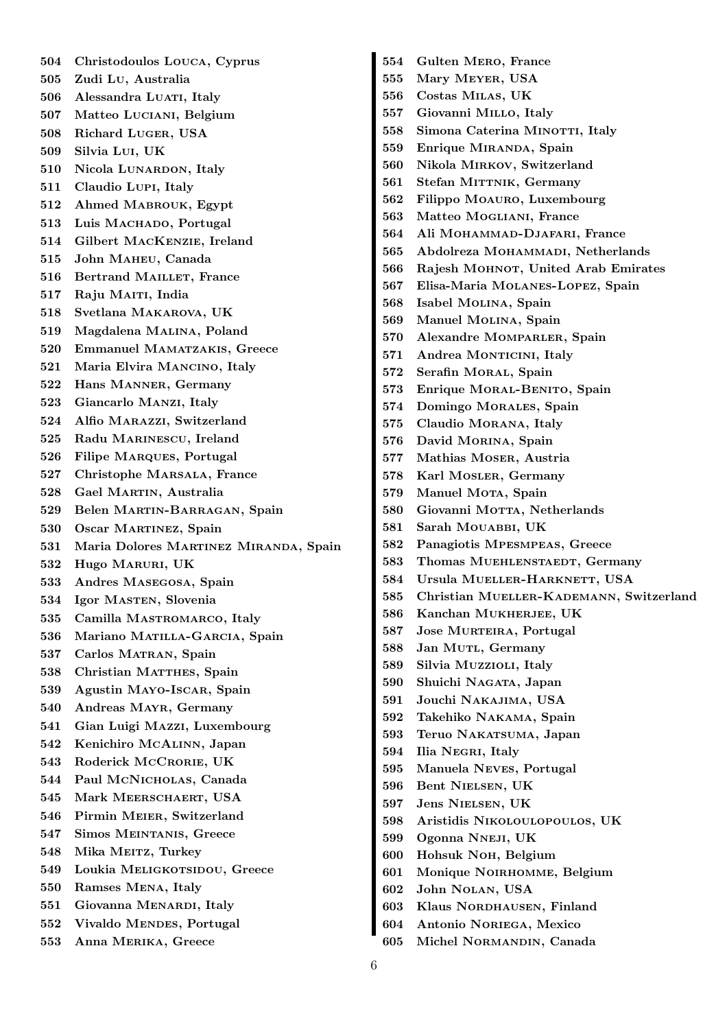504 Christodoulos Louca, Cyprus
505 Zudi Lu, Australia
506 Alessandra Luati, Italy
507 Matteo Luciani, Belgium
508 Richard Luger, USA
509 Silvia Lui, UK
510 Nicola Lunardon, Italy
511 Claudio Lupi, Italy
512 Ahmed Mabrouk, Egypt
513 Luis Machado, Portugal
514 Gilbert MacKenzie, Ireland
515 John Maheu, Canada
516 Bertrand Maillet, France
517 Raju Maiti, India
518 Svetlana Makarova, UK
519 Magdalena Malina, Poland
520 Emmanuel Mamatzakis, Greece
521 Maria Elvira Mancino, Italy
522 Hans Manner, Germany
523 Giancarlo Manzi, Italy
524 Alfio Marazzi, Switzerland
525 Radu Marinescu, Ireland
526 Filipe Marques, Portugal
527 Christophe Marsala, France
528 Gael Martin, Australia
529 Belen Martin-Barragan, Spain
530 Oscar Martinez, Spain
531 Maria Dolores Martinez Miranda, Spain
532 Hugo Maruri, UK
533 Andres Masegosa, Spain
534 Igor Masten, Slovenia
535 Camilla Mastromarco, Italy
536 Mariano Matilla-Garcia, Spain
537 Carlos Matran, Spain
538 Christian Matthes, Spain
539 Agustin Mayo-Iscar, Spain
540 Andreas Mayr, Germany
541 Gian Luigi Mazzi, Luxembourg
542 Kenichiro McAlinn, Japan
543 Roderick McCrorie, UK
544 Paul McNicholas, Canada
545 Mark Meerschaert, USA
546 Pirmin Meier, Switzerland
547 Simos Meintanis, Greece
548 Mika Meitz, Turkey
549 Loukia Meligkotsidou, Greece
550 Ramses Mena, Italy
551 Giovanna Menardi, Italy
552 Vivaldo Mendes, Portugal
553 Anna Merika, Greece
554 Gulten Mero, France
555 Mary Meyer, USA
556 Costas Milas, UK
557 Giovanni Millo, Italy
558 Simona Caterina Minotti, Italy
559 Enrique Miranda, Spain
560 Nikola Mirkov, Switzerland
561 Stefan Mittnik, Germany
562 Filippo Moauro, Luxembourg
563 Matteo Mogliani, France
564 Ali Mohammad-Djafari, France
565 Abdolreza Mohammadi, Netherlands
566 Rajesh Mohnot, United Arab Emirates
567 Elisa-Maria Molanes-Lopez, Spain
568 Isabel Molina, Spain
569 Manuel Molina, Spain
570 Alexandre Momparler, Spain
571 Andrea Monticini, Italy
572 Serafin Moral, Spain
573 Enrique Moral-Benito, Spain
574 Domingo Morales, Spain
575 Claudio Morana, Italy
576 David Morina, Spain
577 Mathias Moser, Austria
578 Karl Mosler, Germany
579 Manuel Mota, Spain
580 Giovanni Motta, Netherlands
581 Sarah Mouabbi, UK
582 Panagiotis Mpesmpeas, Greece
583 Thomas Muehlenstaedt, Germany
584 Ursula Mueller-Harknett, USA
585 Christian Mueller-Kademann, Switzerland
586 Kanchan Mukherjee, UK
587 Jose Murteira, Portugal
588 Jan Mutl, Germany
589 Silvia Muzzioli, Italy
590 Shuichi Nagata, Japan
591 Jouchi Nakajima, USA
592 Takehiko Nakama, Spain
593 Teruo Nakatsuma, Japan
594 Ilia Negri, Italy
595 Manuela Neves, Portugal
596 Bent Nielsen, UK
597 Jens Nielsen, UK
598 Aristidis Nikoloulopoulos, UK
599 Ogonna Nneji, UK
600 Hohsuk Noh, Belgium
601 Monique Noirhomme, Belgium
602 John Nolan, USA
603 Klaus Nordhausen, Finland
604 Antonio Noriega, Mexico
605 Michel Normandin, Canada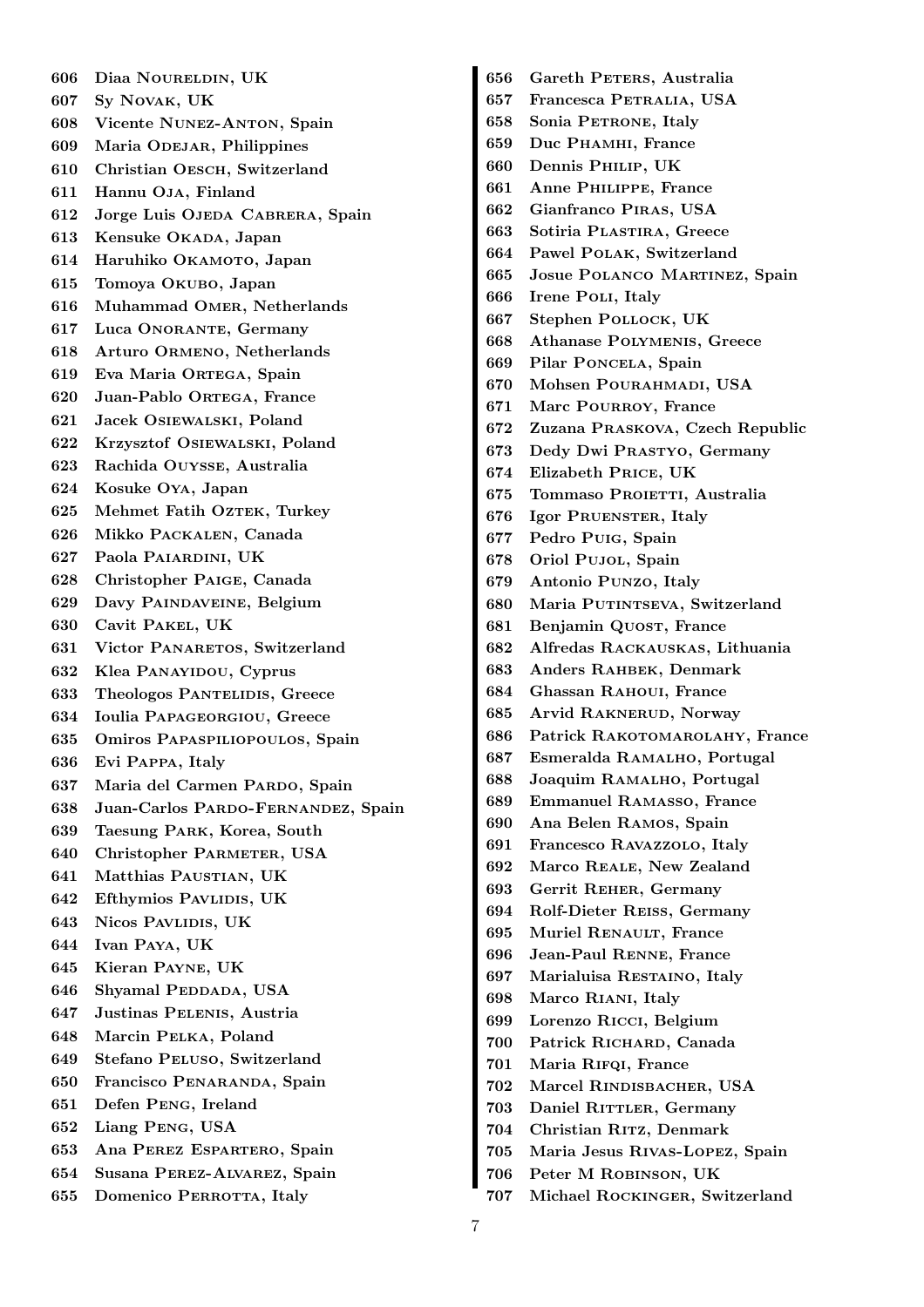606 Diaa Noureldin, UK
607 Sy Novak, UK
608 Vicente Nunez-Anton, Spain
609 Maria Odejar, Philippines
610 Christian Oesch, Switzerland
611 Hannu Oja, Finland
612 Jorge Luis Ojeda Cabrera, Spain
613 Kensuke Okada, Japan
614 Haruhiko Okamoto, Japan
615 Tomoya Okubo, Japan
616 Muhammad Omer, Netherlands
617 Luca Onorante, Germany
618 Arturo Ormeno, Netherlands
619 Eva Maria Ortega, Spain
620 Juan-Pablo Ortega, France
621 Jacek Osiewalski, Poland
622 Krzysztof Osiewalski, Poland
623 Rachida Ouysse, Australia
624 Kosuke Oya, Japan
625 Mehmet Fatih Oztek, Turkey
626 Mikko Packalen, Canada
627 Paola Paiardini, UK
628 Christopher Paige, Canada
629 Davy Paindaveine, Belgium
630 Cavit Pakel, UK
631 Victor Panaretos, Switzerland
632 Klea Panayidou, Cyprus
633 Theologos Pantelidis, Greece
634 Ioulia Papageorgiou, Greece
635 Omiros Papaspiliopoulos, Spain
636 Evi Pappa, Italy
637 Maria del Carmen Pardo, Spain
638 Juan-Carlos Pardo-Fernandez, Spain
639 Taesung Park, Korea, South
640 Christopher Parmeter, USA
641 Matthias Paustian, UK
642 Efthymios Pavlidis, UK
643 Nicos Pavlidis, UK
644 Ivan Paya, UK
645 Kieran Payne, UK
646 Shyamal Peddada, USA
647 Justinas Pelenis, Austria
648 Marcin Pelka, Poland
649 Stefano Peluso, Switzerland
650 Francisco Penaranda, Spain
651 Defen Peng, Ireland
652 Liang Peng, USA
653 Ana Perez Espartero, Spain
654 Susana Perez-Alvarez, Spain
655 Domenico Perrotta, Italy
656 Gareth Peters, Australia
657 Francesca Petralia, USA
658 Sonia Petrone, Italy
659 Duc Phamhi, France
660 Dennis Philip, UK
661 Anne Philippe, France
662 Gianfranco Piras, USA
663 Sotiria Plastira, Greece
664 Pawel Polak, Switzerland
665 Josue Polanco Martinez, Spain
666 Irene Poli, Italy
667 Stephen Pollock, UK
668 Athanase Polymenis, Greece
669 Pilar Poncela, Spain
670 Mohsen Pourahmadi, USA
671 Marc Pourroy, France
672 Zuzana Praskova, Czech Republic
673 Dedy Dwi Prastyo, Germany
674 Elizabeth Price, UK
675 Tommaso Proietti, Australia
676 Igor Pruenster, Italy
677 Pedro Puig, Spain
678 Oriol Pujol, Spain
679 Antonio Punzo, Italy
680 Maria Putintseva, Switzerland
681 Benjamin Quost, France
682 Alfredas Rackauskas, Lithuania
683 Anders Rahbek, Denmark
684 Ghassan Rahoui, France
685 Arvid Raknerud, Norway
686 Patrick Rakotomarolahy, France
687 Esmeralda Ramalho, Portugal
688 Joaquim Ramalho, Portugal
689 Emmanuel Ramasso, France
690 Ana Belen Ramos, Spain
691 Francesco Ravazzolo, Italy
692 Marco Reale, New Zealand
693 Gerrit Reher, Germany
694 Rolf-Dieter Reiss, Germany
695 Muriel Renault, France
696 Jean-Paul Renne, France
697 Marialuisa Restaino, Italy
698 Marco Riani, Italy
699 Lorenzo Ricci, Belgium
700 Patrick Richard, Canada
701 Maria Rifqi, France
702 Marcel Rindisbacher, USA
703 Daniel Rittler, Germany
704 Christian Ritz, Denmark
705 Maria Jesus Rivas-Lopez, Spain
706 Peter M Robinson, UK
707 Michael Rockinger, Switzerland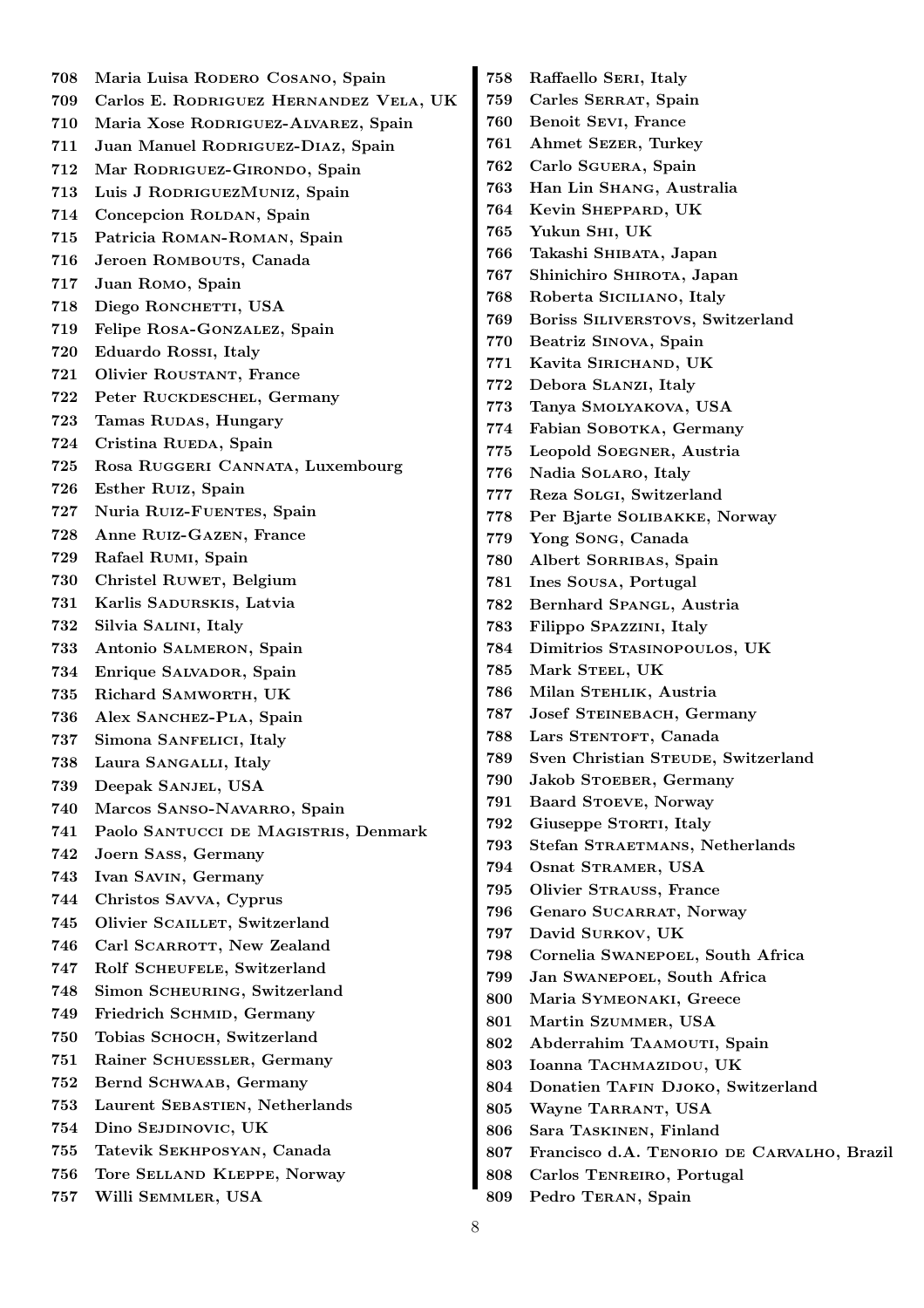708 Maria Luisa Rodero Cosano, Spain
709 Carlos E. Rodriguez Hernandez Vela, UK
710 Maria Xose Rodriguez-Alvarez, Spain
711 Juan Manuel Rodriguez-Diaz, Spain
712 Mar Rodriguez-Girondo, Spain
713 Luis J RodriguezMuniz, Spain
714 Concepcion Roldan, Spain
715 Patricia Roman-Roman, Spain
716 Jeroen Rombouts, Canada
717 Juan Romo, Spain
718 Diego Ronchetti, USA
719 Felipe Rosa-Gonzalez, Spain
720 Eduardo Rossi, Italy
721 Olivier Roustant, France
722 Peter Ruckdeschel, Germany
723 Tamas Rudas, Hungary
724 Cristina Rueda, Spain
725 Rosa Ruggeri Cannata, Luxembourg
726 Esther Ruiz, Spain
727 Nuria Ruiz-Fuentes, Spain
728 Anne Ruiz-Gazen, France
729 Rafael Rumi, Spain
730 Christel Ruwet, Belgium
731 Karlis Sadurskis, Latvia
732 Silvia Salini, Italy
733 Antonio Salmeron, Spain
734 Enrique Salvador, Spain
735 Richard Samworth, UK
736 Alex Sanchez-Pla, Spain
737 Simona Sanfelici, Italy
738 Laura Sangalli, Italy
739 Deepak Sanjel, USA
740 Marcos Sanso-Navarro, Spain
741 Paolo Santucci de Magistris, Denmark
742 Joern Sass, Germany
743 Ivan Savin, Germany
744 Christos Savva, Cyprus
745 Olivier Scaillet, Switzerland
746 Carl Scarrott, New Zealand
747 Rolf Scheufele, Switzerland
748 Simon Scheuring, Switzerland
749 Friedrich Schmid, Germany
750 Tobias Schoch, Switzerland
751 Rainer Schuessler, Germany
752 Bernd Schwaab, Germany
753 Laurent Sebastien, Netherlands
754 Dino Sejdinovic, UK
755 Tatevik Sekhposyan, Canada
756 Tore Selland Kleppe, Norway
757 Willi Semmler, USA
758 Raffaello Seri, Italy
759 Carles Serrat, Spain
760 Benoit Sevi, France
761 Ahmet Sezer, Turkey
762 Carlo Sguera, Spain
763 Han Lin Shang, Australia
764 Kevin Sheppard, UK
765 Yukun Shi, UK
766 Takashi Shibata, Japan
767 Shinichiro Shirota, Japan
768 Roberta Siciliano, Italy
769 Boriss Siliverstovs, Switzerland
770 Beatriz Sinova, Spain
771 Kavita Sirichand, UK
772 Debora Slanzi, Italy
773 Tanya Smolyakova, USA
774 Fabian Sobotka, Germany
775 Leopold Soegner, Austria
776 Nadia Solaro, Italy
777 Reza Solgi, Switzerland
778 Per Bjarte Solibakke, Norway
779 Yong Song, Canada
780 Albert Sorribas, Spain
781 Ines Sousa, Portugal
782 Bernhard Spangl, Austria
783 Filippo Spazzini, Italy
784 Dimitrios Stasinopoulos, UK
785 Mark Steel, UK
786 Milan Stehlik, Austria
787 Josef Steinebach, Germany
788 Lars Stentoft, Canada
789 Sven Christian Steude, Switzerland
790 Jakob Stoeber, Germany
791 Baard Stoeve, Norway
792 Giuseppe Storti, Italy
793 Stefan Straetmans, Netherlands
794 Osnat Stramer, USA
795 Olivier Strauss, France
796 Genaro Sucarrat, Norway
797 David Surkov, UK
798 Cornelia Swanepoel, South Africa
799 Jan Swanepoel, South Africa
800 Maria Symeonaki, Greece
801 Martin Szummer, USA
802 Abderrahim Taamouti, Spain
803 Ioanna Tachmazidou, UK
804 Donatien Tafin Djoko, Switzerland
805 Wayne Tarrant, USA
806 Sara Taskinen, Finland
807 Francisco d.A. Tenorio de Carvalho, Brazil
808 Carlos Tenreiro, Portugal
809 Pedro Teran, Spain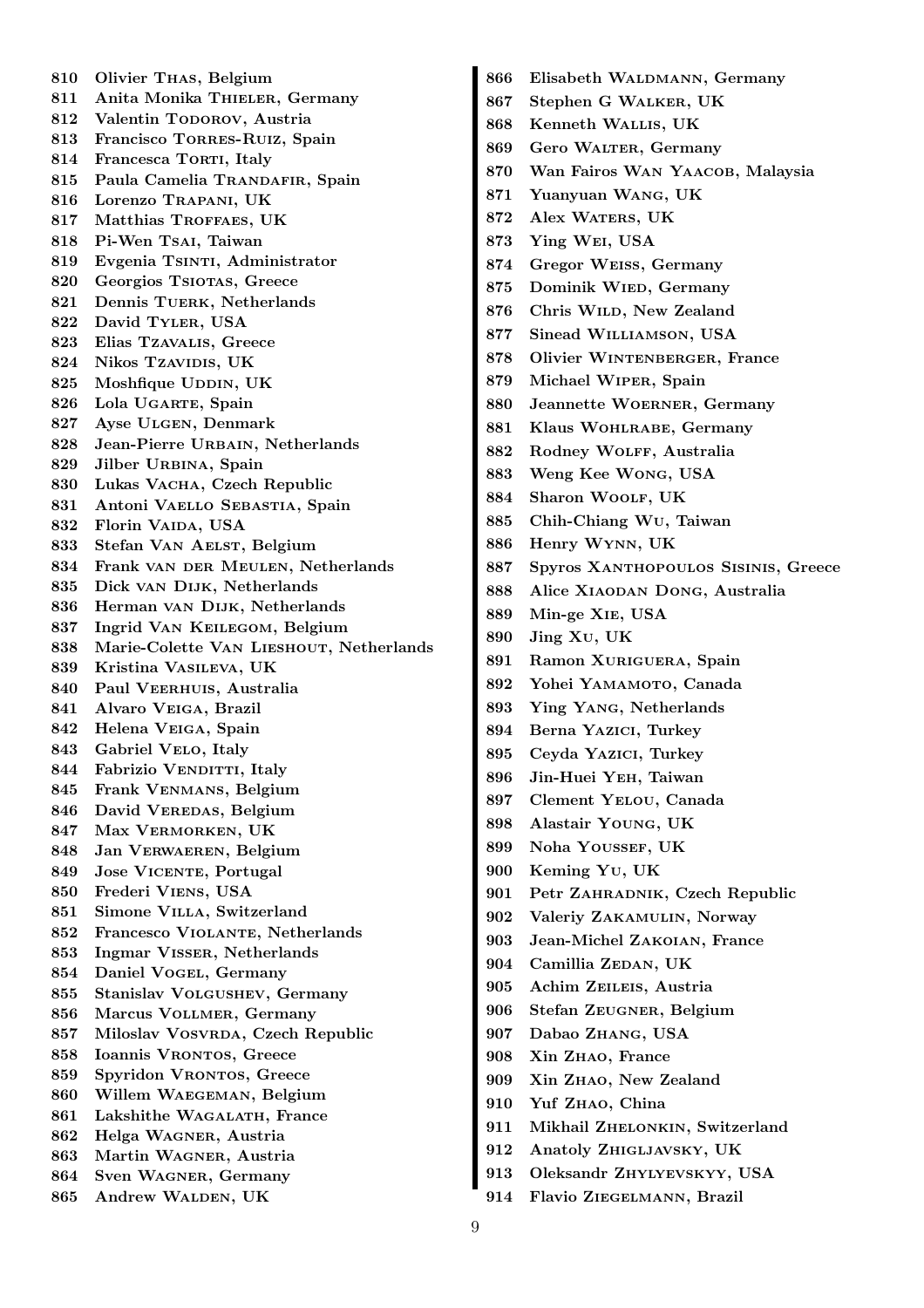810 Olivier THAS, Belgium
811 Anita Monika THIELER, Germany
812 Valentin TODOROV, Austria
813 Francisco TORRES-RUIZ, Spain
814 Francesca TORTI, Italy
815 Paula Camelia TRANDAFIR, Spain
816 Lorenzo TRAPANI, UK
817 Matthias TROFFAES, UK
818 Pi-Wen TSAI, Taiwan
819 Evgenia TSINTI, Administrator
820 Georgios TSIOTAS, Greece
821 Dennis TUERK, Netherlands
822 David TYLER, USA
823 Elias TZAVALIS, Greece
824 Nikos TZAVIDIS, UK
825 Moshfique UDDIN, UK
826 Lola UGARTE, Spain
827 Ayse ULGEN, Denmark
828 Jean-Pierre URBAIN, Netherlands
829 Jilber URBINA, Spain
830 Lukas VACHA, Czech Republic
831 Antoni VAELLO SEBASTIA, Spain
832 Florin VAIDA, USA
833 Stefan VAN AELST, Belgium
834 Frank VAN DER MEULEN, Netherlands
835 Dick VAN DIJK, Netherlands
836 Herman VAN DIJK, Netherlands
837 Ingrid VAN KEILEGOM, Belgium
838 Marie-Colette VAN LIESHOUT, Netherlands
839 Kristina VASILEVA, UK
840 Paul VEERHUIS, Australia
841 Alvaro VEIGA, Brazil
842 Helena VEIGA, Spain
843 Gabriel VELO, Italy
844 Fabrizio VENDITTI, Italy
845 Frank VENMANS, Belgium
846 David VEREDAS, Belgium
847 Max VERMORKEN, UK
848 Jan VERWAEREN, Belgium
849 Jose VICENTE, Portugal
850 Frederi VIENS, USA
851 Simone VILLA, Switzerland
852 Francesco VIOLANTE, Netherlands
853 Ingmar VISSER, Netherlands
854 Daniel VOGEL, Germany
855 Stanislav VOLGUSHEV, Germany
856 Marcus VOLLMER, Germany
857 Miloslav VOSVRDA, Czech Republic
858 Ioannis VRONTOS, Greece
859 Spyridon VRONTOS, Greece
860 Willem WAEGEMAN, Belgium
861 Lakshithe WAGALATH, France
862 Helga WAGNER, Austria
863 Martin WAGNER, Austria
864 Sven WAGNER, Germany
865 Andrew WALDEN, UK
866 Elisabeth WALDMANN, Germany
867 Stephen G WALKER, UK
868 Kenneth WALLIS, UK
869 Gero WALTER, Germany
870 Wan Fairos WAN YAACOB, Malaysia
871 Yuanyuan WANG, UK
872 Alex WATERS, UK
873 Ying WEI, USA
874 Gregor WEISS, Germany
875 Dominik WIED, Germany
876 Chris WILD, New Zealand
877 Sinead WILLIAMSON, USA
878 Olivier WINTENBERGER, France
879 Michael WIPER, Spain
880 Jeannette WOERNER, Germany
881 Klaus WOHLRABE, Germany
882 Rodney WOLFF, Australia
883 Weng Kee WONG, USA
884 Sharon WOOLF, UK
885 Chih-Chiang WU, Taiwan
886 Henry WYNN, UK
887 Spyros XANTHOPOULOS SISINIS, Greece
888 Alice XIAODAN DONG, Australia
889 Min-ge XIE, USA
890 Jing XU, UK
891 Ramon XURIGUERA, Spain
892 Yohei YAMAMOTO, Canada
893 Ying YANG, Netherlands
894 Berna YAZICI, Turkey
895 Ceyda YAZICI, Turkey
896 Jin-Huei YEH, Taiwan
897 Clement YELOU, Canada
898 Alastair YOUNG, UK
899 Noha YOUSSEF, UK
900 Keming YU, UK
901 Petr ZAHRADNIK, Czech Republic
902 Valeriy ZAKAMULIN, Norway
903 Jean-Michel ZAKOIAN, France
904 Camillia ZEDAN, UK
905 Achim ZEILEIS, Austria
906 Stefan ZEUGNER, Belgium
907 Dabao ZHANG, USA
908 Xin ZHAO, France
909 Xin ZHAO, New Zealand
910 Yuf ZHAO, China
911 Mikhail ZHELONKIN, Switzerland
912 Anatoly ZHIGLJAVSKY, UK
913 Oleksandr ZHYLYEVSKYY, USA
914 Flavio ZIEGELMANN, Brazil